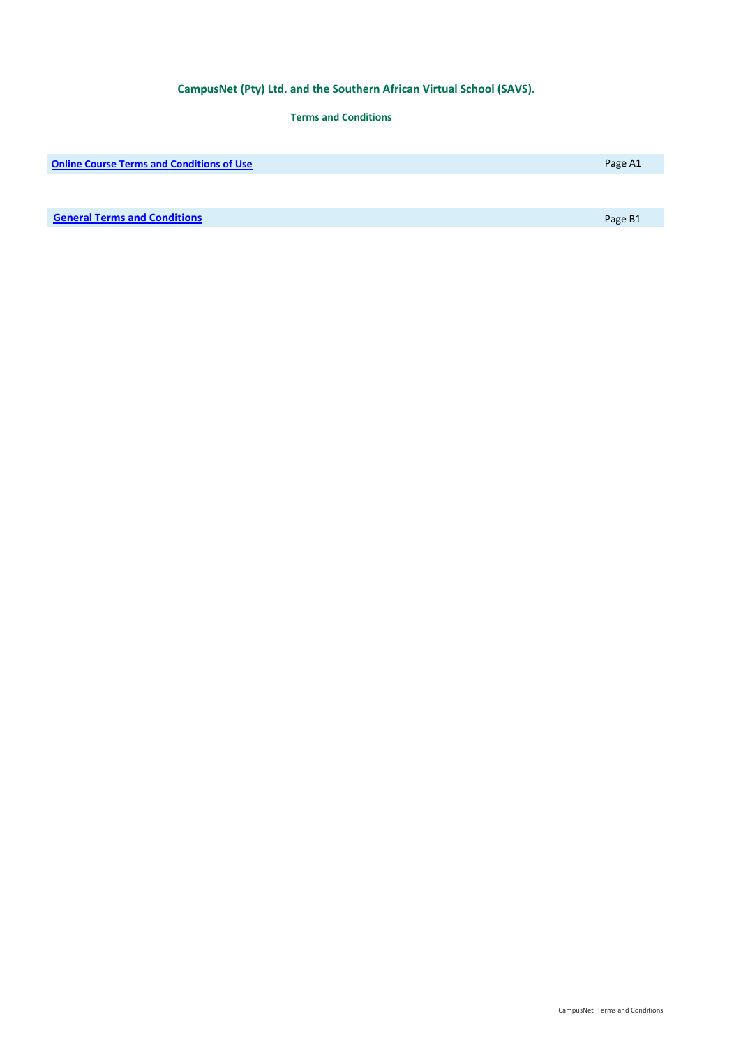## CampusNet (Pty) Ltd. and the Southern African Virtual School (SAVS).

### Terms and Conditions

| | |
|---|---|
| **Online Course Terms and Conditions of Use** | Page A1 |
| **General Terms and Conditions** | Page B1 |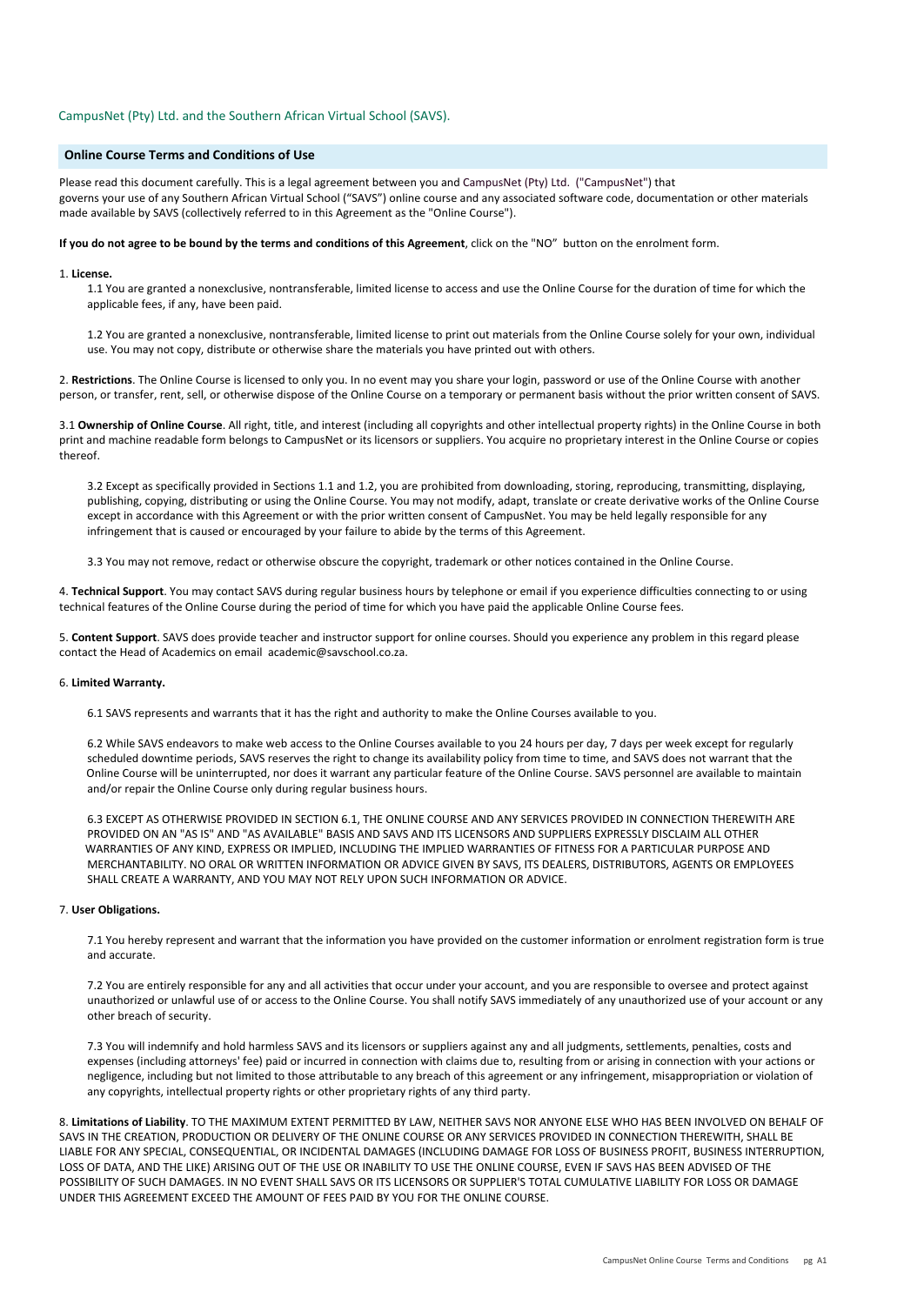CampusNet (Pty) Ltd. and the Southern African Virtual School (SAVS).

## Online Course Terms and Conditions of Use

Please read this document carefully. This is a legal agreement between you and CampusNet (Pty) Ltd. ("CampusNet") that governs your use of any Southern African Virtual School ("SAVS") online course and any associated software code, documentation or other materials made available by SAVS (collectively referred to in this Agreement as the "Online Course").

**If you do not agree to be bound by the terms and conditions of this Agreement**, click on the "NO" button on the enrolment form.

1. **License.**

1.1 You are granted a nonexclusive, nontransferable, limited license to access and use the Online Course for the duration of time for which the applicable fees, if any, have been paid.

1.2 You are granted a nonexclusive, nontransferable, limited license to print out materials from the Online Course solely for your own, individual use. You may not copy, distribute or otherwise share the materials you have printed out with others.

2. **Restrictions**. The Online Course is licensed to only you. In no event may you share your login, password or use of the Online Course with another person, or transfer, rent, sell, or otherwise dispose of the Online Course on a temporary or permanent basis without the prior written consent of SAVS.

3.1 **Ownership of Online Course**. All right, title, and interest (including all copyrights and other intellectual property rights) in the Online Course in both print and machine readable form belongs to CampusNet or its licensors or suppliers. You acquire no proprietary interest in the Online Course or copies thereof.

3.2 Except as specifically provided in Sections 1.1 and 1.2, you are prohibited from downloading, storing, reproducing, transmitting, displaying, publishing, copying, distributing or using the Online Course. You may not modify, adapt, translate or create derivative works of the Online Course except in accordance with this Agreement or with the prior written consent of CampusNet. You may be held legally responsible for any infringement that is caused or encouraged by your failure to abide by the terms of this Agreement.

3.3 You may not remove, redact or otherwise obscure the copyright, trademark or other notices contained in the Online Course.

4. **Technical Support**. You may contact SAVS during regular business hours by telephone or email if you experience difficulties connecting to or using technical features of the Online Course during the period of time for which you have paid the applicable Online Course fees.

5. **Content Support**. SAVS does provide teacher and instructor support for online courses. Should you experience any problem in this regard please contact the Head of Academics on email academic@savschool.co.za.

6. **Limited Warranty.**

6.1 SAVS represents and warrants that it has the right and authority to make the Online Courses available to you.

6.2 While SAVS endeavors to make web access to the Online Courses available to you 24 hours per day, 7 days per week except for regularly scheduled downtime periods, SAVS reserves the right to change its availability policy from time to time, and SAVS does not warrant that the Online Course will be uninterrupted, nor does it warrant any particular feature of the Online Course. SAVS personnel are available to maintain and/or repair the Online Course only during regular business hours.

6.3 EXCEPT AS OTHERWISE PROVIDED IN SECTION 6.1, THE ONLINE COURSE AND ANY SERVICES PROVIDED IN CONNECTION THEREWITH ARE PROVIDED ON AN "AS IS" AND "AS AVAILABLE" BASIS AND SAVS AND ITS LICENSORS AND SUPPLIERS EXPRESSLY DISCLAIM ALL OTHER WARRANTIES OF ANY KIND, EXPRESS OR IMPLIED, INCLUDING THE IMPLIED WARRANTIES OF FITNESS FOR A PARTICULAR PURPOSE AND MERCHANTABILITY. NO ORAL OR WRITTEN INFORMATION OR ADVICE GIVEN BY SAVS, ITS DEALERS, DISTRIBUTORS, AGENTS OR EMPLOYEES SHALL CREATE A WARRANTY, AND YOU MAY NOT RELY UPON SUCH INFORMATION OR ADVICE.

7. **User Obligations.**

7.1 You hereby represent and warrant that the information you have provided on the customer information or enrolment registration form is true and accurate.

7.2 You are entirely responsible for any and all activities that occur under your account, and you are responsible to oversee and protect against unauthorized or unlawful use of or access to the Online Course. You shall notify SAVS immediately of any unauthorized use of your account or any other breach of security.

7.3 You will indemnify and hold harmless SAVS and its licensors or suppliers against any and all judgments, settlements, penalties, costs and expenses (including attorneys' fee) paid or incurred in connection with claims due to, resulting from or arising in connection with your actions or negligence, including but not limited to those attributable to any breach of this agreement or any infringement, misappropriation or violation of any copyrights, intellectual property rights or other proprietary rights of any third party.

8. **Limitations of Liability**. TO THE MAXIMUM EXTENT PERMITTED BY LAW, NEITHER SAVS NOR ANYONE ELSE WHO HAS BEEN INVOLVED ON BEHALF OF SAVS IN THE CREATION, PRODUCTION OR DELIVERY OF THE ONLINE COURSE OR ANY SERVICES PROVIDED IN CONNECTION THEREWITH, SHALL BE LIABLE FOR ANY SPECIAL, CONSEQUENTIAL, OR INCIDENTAL DAMAGES (INCLUDING DAMAGE FOR LOSS OF BUSINESS PROFIT, BUSINESS INTERRUPTION, LOSS OF DATA, AND THE LIKE) ARISING OUT OF THE USE OR INABILITY TO USE THE ONLINE COURSE, EVEN IF SAVS HAS BEEN ADVISED OF THE POSSIBILITY OF SUCH DAMAGES. IN NO EVENT SHALL SAVS OR ITS LICENSORS OR SUPPLIER'S TOTAL CUMULATIVE LIABILITY FOR LOSS OR DAMAGE UNDER THIS AGREEMENT EXCEED THE AMOUNT OF FEES PAID BY YOU FOR THE ONLINE COURSE.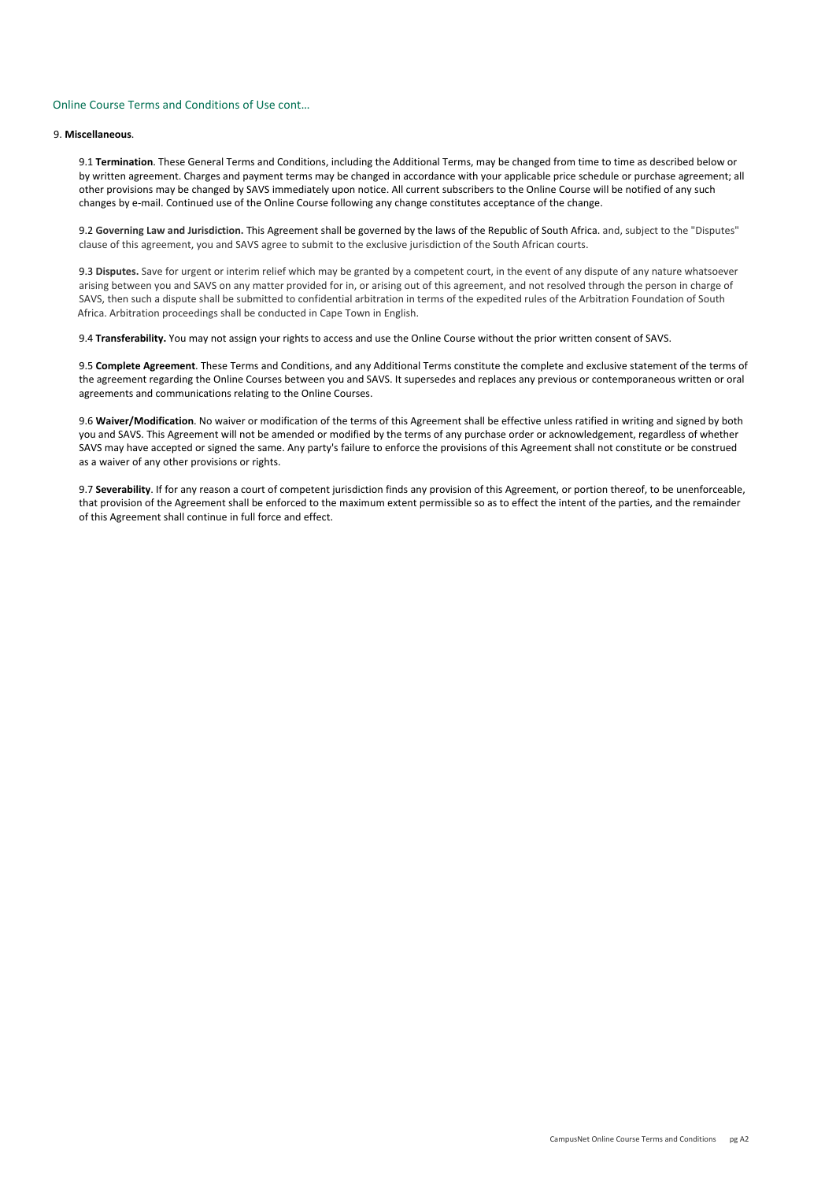Online Course Terms and Conditions of Use cont…

9. **Miscellaneous**.

9.1 **Termination**. These General Terms and Conditions, including the Additional Terms, may be changed from time to time as described below or by written agreement. Charges and payment terms may be changed in accordance with your applicable price schedule or purchase agreement; all other provisions may be changed by SAVS immediately upon notice. All current subscribers to the Online Course will be notified of any such changes by e-mail. Continued use of the Online Course following any change constitutes acceptance of the change.

9.2 **Governing Law and Jurisdiction.** This Agreement shall be governed by the laws of the Republic of South Africa. and, subject to the "Disputes" clause of this agreement, you and SAVS agree to submit to the exclusive jurisdiction of the South African courts.

9.3 **Disputes.** Save for urgent or interim relief which may be granted by a competent court, in the event of any dispute of any nature whatsoever arising between you and SAVS on any matter provided for in, or arising out of this agreement, and not resolved through the person in charge of SAVS, then such a dispute shall be submitted to confidential arbitration in terms of the expedited rules of the Arbitration Foundation of South Africa. Arbitration proceedings shall be conducted in Cape Town in English.

9.4 **Transferability.** You may not assign your rights to access and use the Online Course without the prior written consent of SAVS.

9.5 **Complete Agreement**. These Terms and Conditions, and any Additional Terms constitute the complete and exclusive statement of the terms of the agreement regarding the Online Courses between you and SAVS. It supersedes and replaces any previous or contemporaneous written or oral agreements and communications relating to the Online Courses.

9.6 **Waiver/Modification**. No waiver or modification of the terms of this Agreement shall be effective unless ratified in writing and signed by both you and SAVS. This Agreement will not be amended or modified by the terms of any purchase order or acknowledgement, regardless of whether SAVS may have accepted or signed the same. Any party's failure to enforce the provisions of this Agreement shall not constitute or be construed as a waiver of any other provisions or rights.

9.7 **Severability**. If for any reason a court of competent jurisdiction finds any provision of this Agreement, or portion thereof, to be unenforceable, that provision of the Agreement shall be enforced to the maximum extent permissible so as to effect the intent of the parties, and the remainder of this Agreement shall continue in full force and effect.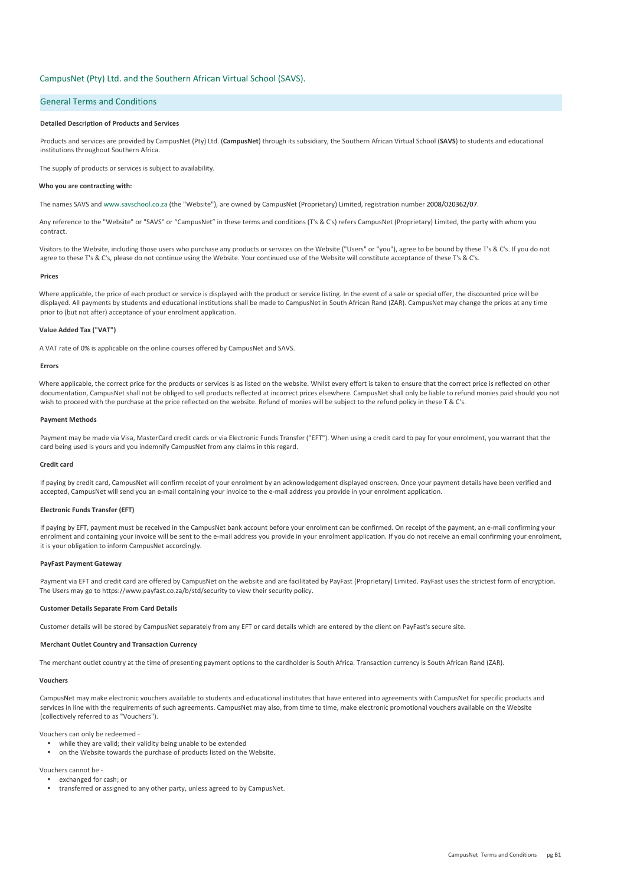CampusNet (Pty) Ltd. and the Southern African Virtual School (SAVS).

## General Terms and Conditions

#### Detailed Description of Products and Services

Products and services are provided by CampusNet (Pty) Ltd. (**CampusNet**) through its subsidiary, the Southern African Virtual School (**SAVS**) to students and educational institutions throughout Southern Africa.

The supply of products or services is subject to availability.

#### Who you are contracting with:

The names SAVS and www.savschool.co.za (the "Website"), are owned by CampusNet (Proprietary) Limited, registration number 2008/020362/07.

Any reference to the "Website" or "SAVS" or "CampusNet" in these terms and conditions (T's & C's) refers CampusNet (Proprietary) Limited, the party with whom you contract.

Visitors to the Website, including those users who purchase any products or services on the Website ("Users" or "you"), agree to be bound by these T's & C's. If you do not agree to these T's & C's, please do not continue using the Website. Your continued use of the Website will constitute acceptance of these T's & C's.

#### Prices

Where applicable, the price of each product or service is displayed with the product or service listing. In the event of a sale or special offer, the discounted price will be displayed. All payments by students and educational institutions shall be made to CampusNet in South African Rand (ZAR). CampusNet may change the prices at any time prior to (but not after) acceptance of your enrolment application.

#### Value Added Tax ("VAT")

A VAT rate of 0% is applicable on the online courses offered by CampusNet and SAVS.

#### Errors

Where applicable, the correct price for the products or services is as listed on the website. Whilst every effort is taken to ensure that the correct price is reflected on other documentation, CampusNet shall not be obliged to sell products reflected at incorrect prices elsewhere. CampusNet shall only be liable to refund monies paid should you not wish to proceed with the purchase at the price reflected on the website. Refund of monies will be subject to the refund policy in these T & C's.

#### Payment Methods

Payment may be made via Visa, MasterCard credit cards or via Electronic Funds Transfer ("EFT"). When using a credit card to pay for your enrolment, you warrant that the card being used is yours and you indemnify CampusNet from any claims in this regard.

#### Credit card

If paying by credit card, CampusNet will confirm receipt of your enrolment by an acknowledgement displayed onscreen. Once your payment details have been verified and accepted, CampusNet will send you an e-mail containing your invoice to the e-mail address you provide in your enrolment application.

#### Electronic Funds Transfer (EFT)

If paying by EFT, payment must be received in the CampusNet bank account before your enrolment can be confirmed. On receipt of the payment, an e-mail confirming your enrolment and containing your invoice will be sent to the e-mail address you provide in your enrolment application. If you do not receive an email confirming your enrolment, it is your obligation to inform CampusNet accordingly.

#### PayFast Payment Gateway

Payment via EFT and credit card are offered by CampusNet on the website and are facilitated by PayFast (Proprietary) Limited. PayFast uses the strictest form of encryption. The Users may go to https://www.payfast.co.za/b/std/security to view their security policy.

#### Customer Details Separate From Card Details

Customer details will be stored by CampusNet separately from any EFT or card details which are entered by the client on PayFast's secure site.

#### Merchant Outlet Country and Transaction Currency

The merchant outlet country at the time of presenting payment options to the cardholder is South Africa. Transaction currency is South African Rand (ZAR).

#### Vouchers

CampusNet may make electronic vouchers available to students and educational institutes that have entered into agreements with CampusNet for specific products and services in line with the requirements of such agreements. CampusNet may also, from time to time, make electronic promotional vouchers available on the Website (collectively referred to as "Vouchers").

Vouchers can only be redeemed -

- while they are valid; their validity being unable to be extended
- on the Website towards the purchase of products listed on the Website.

Vouchers cannot be -

- exchanged for cash; or
- transferred or assigned to any other party, unless agreed to by CampusNet.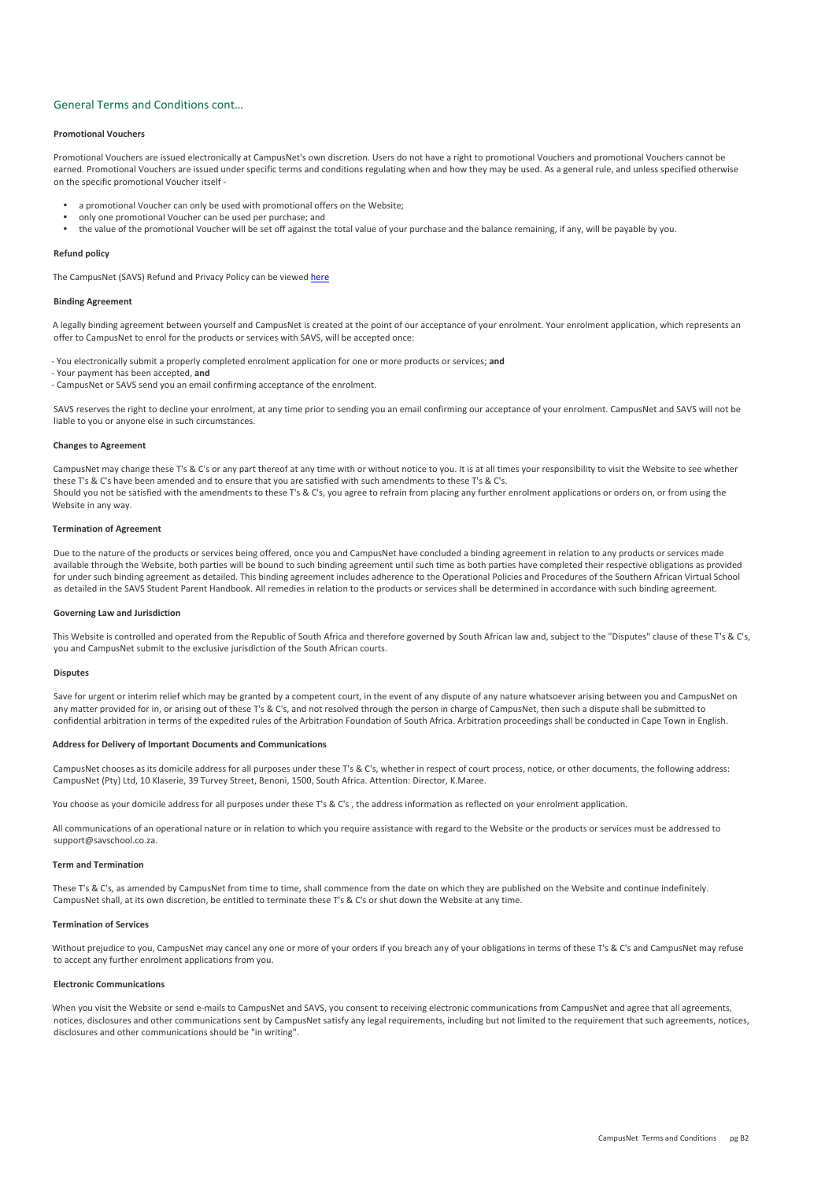## General Terms and Conditions cont…

### Promotional Vouchers

Promotional Vouchers are issued electronically at CampusNet's own discretion. Users do not have a right to promotional Vouchers and promotional Vouchers cannot be earned. Promotional Vouchers are issued under specific terms and conditions regulating when and how they may be used. As a general rule, and unless specified otherwise on the specific promotional Voucher itself -

- a promotional Voucher can only be used with promotional offers on the Website;
- only one promotional Voucher can be used per purchase; and
- the value of the promotional Voucher will be set off against the total value of your purchase and the balance remaining, if any, will be payable by you.

### Refund policy

The CampusNet (SAVS) Refund and Privacy Policy can be viewed here

### Binding Agreement

A legally binding agreement between yourself and CampusNet is created at the point of our acceptance of your enrolment. Your enrolment application, which represents an offer to CampusNet to enrol for the products or services with SAVS, will be accepted once:

- You electronically submit a properly completed enrolment application for one or more products or services; **and**
- Your payment has been accepted, **and**
- CampusNet or SAVS send you an email confirming acceptance of the enrolment.

SAVS reserves the right to decline your enrolment, at any time prior to sending you an email confirming our acceptance of your enrolment. CampusNet and SAVS will not be liable to you or anyone else in such circumstances.

### Changes to Agreement

CampusNet may change these T's & C's or any part thereof at any time with or without notice to you. It is at all times your responsibility to visit the Website to see whether these T's & C's have been amended and to ensure that you are satisfied with such amendments to these T's & C's.
Should you not be satisfied with the amendments to these T's & C's, you agree to refrain from placing any further enrolment applications or orders on, or from using the Website in any way.

### Termination of Agreement

Due to the nature of the products or services being offered, once you and CampusNet have concluded a binding agreement in relation to any products or services made available through the Website, both parties will be bound to such binding agreement until such time as both parties have completed their respective obligations as provided for under such binding agreement as detailed. This binding agreement includes adherence to the Operational Policies and Procedures of the Southern African Virtual School as detailed in the SAVS Student Parent Handbook. All remedies in relation to the products or services shall be determined in accordance with such binding agreement.

### Governing Law and Jurisdiction

This Website is controlled and operated from the Republic of South Africa and therefore governed by South African law and, subject to the "Disputes" clause of these T's & C's, you and CampusNet submit to the exclusive jurisdiction of the South African courts.

### Disputes

Save for urgent or interim relief which may be granted by a competent court, in the event of any dispute of any nature whatsoever arising between you and CampusNet on any matter provided for in, or arising out of these T's & C's, and not resolved through the person in charge of CampusNet, then such a dispute shall be submitted to confidential arbitration in terms of the expedited rules of the Arbitration Foundation of South Africa. Arbitration proceedings shall be conducted in Cape Town in English.

### Address for Delivery of Important Documents and Communications

CampusNet chooses as its domicile address for all purposes under these T's & C's, whether in respect of court process, notice, or other documents, the following address: CampusNet (Pty) Ltd, 10 Klaserie, 39 Turvey Street, Benoni, 1500, South Africa. Attention: Director, K.Maree.

You choose as your domicile address for all purposes under these T's & C's , the address information as reflected on your enrolment application.

All communications of an operational nature or in relation to which you require assistance with regard to the Website or the products or services must be addressed to support@savschool.co.za.

### Term and Termination

These T's & C's, as amended by CampusNet from time to time, shall commence from the date on which they are published on the Website and continue indefinitely. CampusNet shall, at its own discretion, be entitled to terminate these T's & C's or shut down the Website at any time.

### Termination of Services

Without prejudice to you, CampusNet may cancel any one or more of your orders if you breach any of your obligations in terms of these T's & C's and CampusNet may refuse to accept any further enrolment applications from you.

### Electronic Communications

When you visit the Website or send e-mails to CampusNet and SAVS, you consent to receiving electronic communications from CampusNet and agree that all agreements, notices, disclosures and other communications sent by CampusNet satisfy any legal requirements, including but not limited to the requirement that such agreements, notices, disclosures and other communications should be "in writing".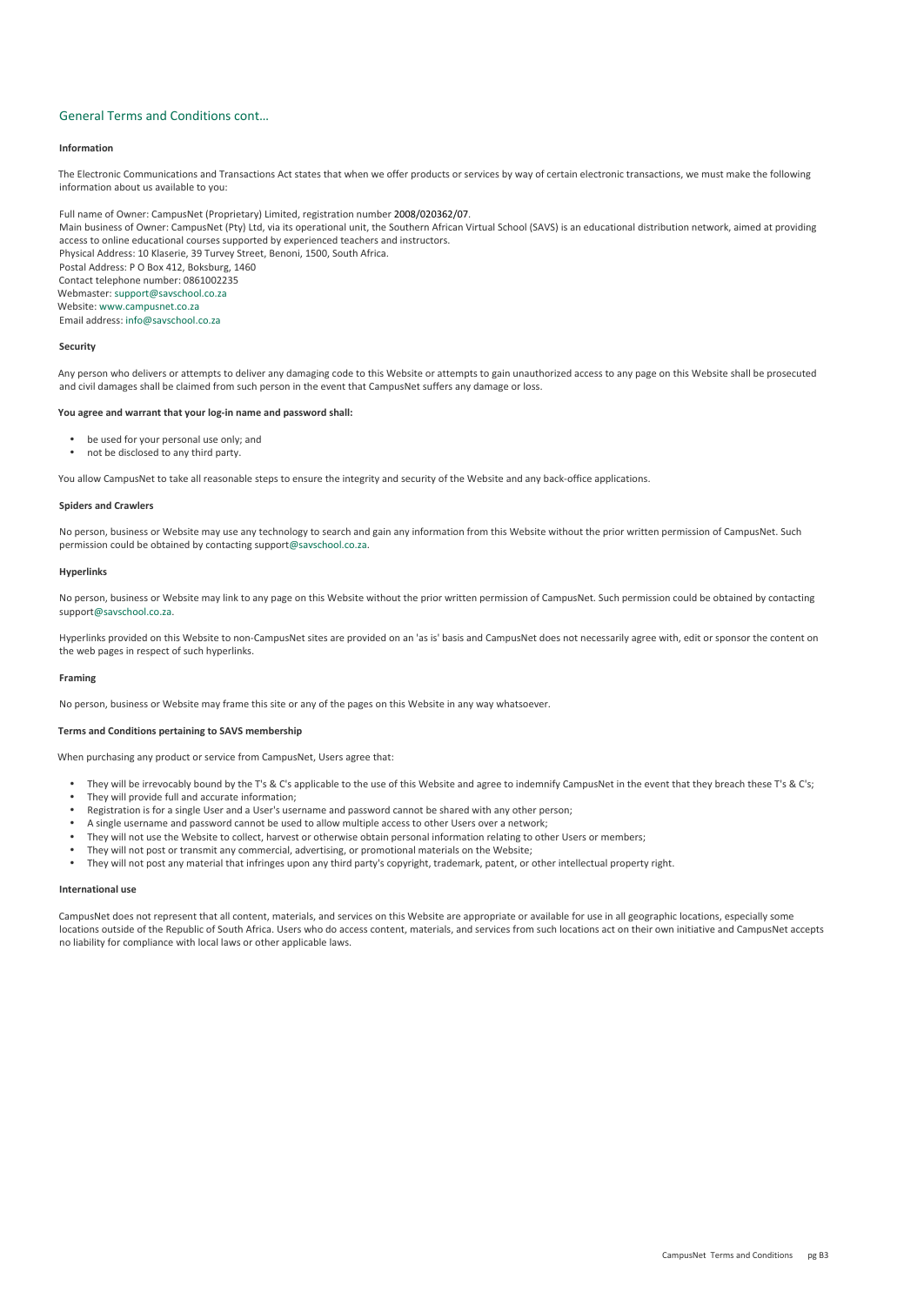## General Terms and Conditions cont…

### Information

The Electronic Communications and Transactions Act states that when we offer products or services by way of certain electronic transactions, we must make the following information about us available to you:

Full name of Owner: CampusNet (Proprietary) Limited, registration number 2008/020362/07.
Main business of Owner: CampusNet (Pty) Ltd, via its operational unit, the Southern African Virtual School (SAVS) is an educational distribution network, aimed at providing access to online educational courses supported by experienced teachers and instructors.
Physical Address: 10 Klaserie, 39 Turvey Street, Benoni, 1500, South Africa.
Postal Address: P O Box 412, Boksburg, 1460
Contact telephone number: 0861002235
Webmaster: support@savschool.co.za
Website: www.campusnet.co.za
Email address: info@savschool.co.za

### Security

Any person who delivers or attempts to deliver any damaging code to this Website or attempts to gain unauthorized access to any page on this Website shall be prosecuted and civil damages shall be claimed from such person in the event that CampusNet suffers any damage or loss.

**You agree and warrant that your log-in name and password shall:**

- be used for your personal use only; and
- not be disclosed to any third party.

You allow CampusNet to take all reasonable steps to ensure the integrity and security of the Website and any back-office applications.

### Spiders and Crawlers

No person, business or Website may use any technology to search and gain any information from this Website without the prior written permission of CampusNet. Such permission could be obtained by contacting support@savschool.co.za.

### Hyperlinks

No person, business or Website may link to any page on this Website without the prior written permission of CampusNet. Such permission could be obtained by contacting support@savschool.co.za.

Hyperlinks provided on this Website to non-CampusNet sites are provided on an 'as is' basis and CampusNet does not necessarily agree with, edit or sponsor the content on the web pages in respect of such hyperlinks.

### Framing

No person, business or Website may frame this site or any of the pages on this Website in any way whatsoever.

### Terms and Conditions pertaining to SAVS membership

When purchasing any product or service from CampusNet, Users agree that:

- They will be irrevocably bound by the T's & C's applicable to the use of this Website and agree to indemnify CampusNet in the event that they breach these T's & C's;
- They will provide full and accurate information;
- Registration is for a single User and a User's username and password cannot be shared with any other person;
- A single username and password cannot be used to allow multiple access to other Users over a network;
- They will not use the Website to collect, harvest or otherwise obtain personal information relating to other Users or members;
- They will not post or transmit any commercial, advertising, or promotional materials on the Website;
- They will not post any material that infringes upon any third party's copyright, trademark, patent, or other intellectual property right.

### International use

CampusNet does not represent that all content, materials, and services on this Website are appropriate or available for use in all geographic locations, especially some locations outside of the Republic of South Africa. Users who do access content, materials, and services from such locations act on their own initiative and CampusNet accepts no liability for compliance with local laws or other applicable laws.